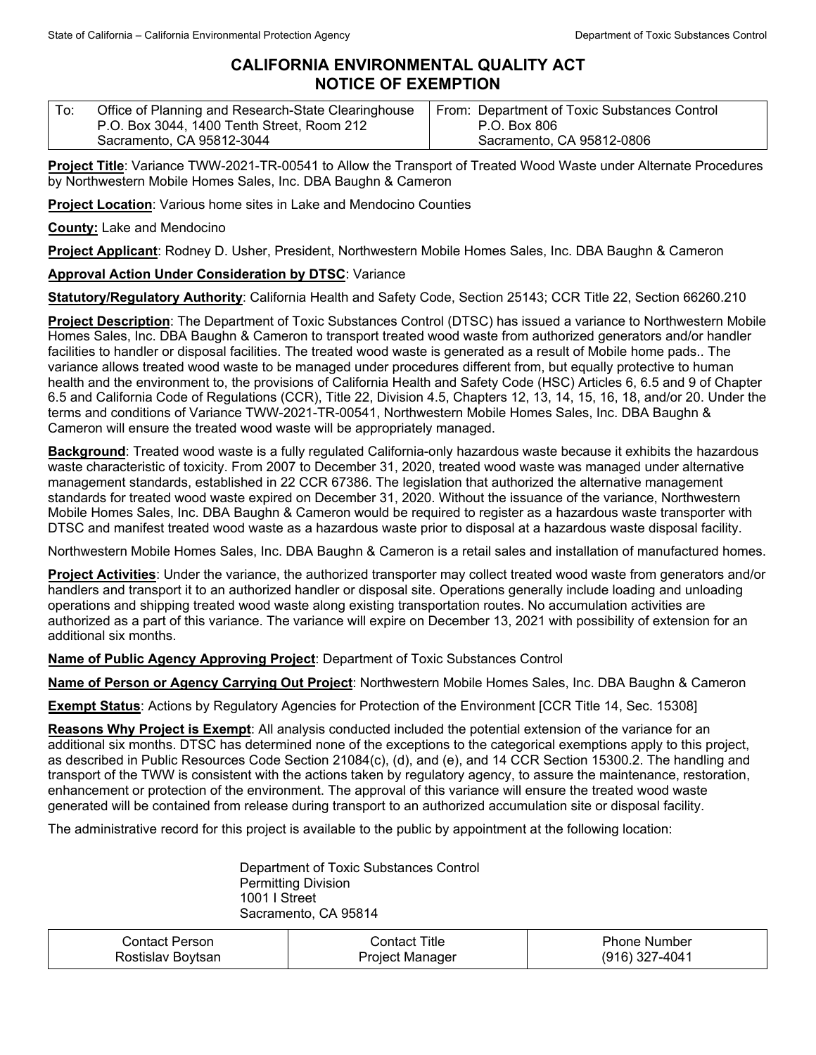State of California – California Environmental Protection Agency Department of Toxic Substances Control

# CALIFORNIA ENVIRONMENTAL QUALITY ACT
# NOTICE OF EXEMPTION

| To: Office of Planning and Research-State Clearinghouse<br>P.O. Box 3044, 1400 Tenth Street, Room 212<br>Sacramento, CA 95812-3044 | From: Department of Toxic Substances Control<br>P.O. Box 806<br>Sacramento, CA 95812-0806 |
|---|---|

**Project Title**: Variance TWW-2021-TR-00541 to Allow the Transport of Treated Wood Waste under Alternate Procedures by Northwestern Mobile Homes Sales, Inc. DBA Baughn & Cameron

**Project Location**: Various home sites in Lake and Mendocino Counties

**County:** Lake and Mendocino

**Project Applicant**: Rodney D. Usher, President, Northwestern Mobile Homes Sales, Inc. DBA Baughn & Cameron

**Approval Action Under Consideration by DTSC**: Variance

**Statutory/Regulatory Authority**: California Health and Safety Code, Section 25143; CCR Title 22, Section 66260.210

**Project Description**: The Department of Toxic Substances Control (DTSC) has issued a variance to Northwestern Mobile Homes Sales, Inc. DBA Baughn & Cameron to transport treated wood waste from authorized generators and/or handler facilities to handler or disposal facilities. The treated wood waste is generated as a result of Mobile home pads.. The variance allows treated wood waste to be managed under procedures different from, but equally protective to human health and the environment to, the provisions of California Health and Safety Code (HSC) Articles 6, 6.5 and 9 of Chapter 6.5 and California Code of Regulations (CCR), Title 22, Division 4.5, Chapters 12, 13, 14, 15, 16, 18, and/or 20. Under the terms and conditions of Variance TWW-2021-TR-00541, Northwestern Mobile Homes Sales, Inc. DBA Baughn & Cameron will ensure the treated wood waste will be appropriately managed.

**Background**: Treated wood waste is a fully regulated California-only hazardous waste because it exhibits the hazardous waste characteristic of toxicity. From 2007 to December 31, 2020, treated wood waste was managed under alternative management standards, established in 22 CCR 67386. The legislation that authorized the alternative management standards for treated wood waste expired on December 31, 2020. Without the issuance of the variance, Northwestern Mobile Homes Sales, Inc. DBA Baughn & Cameron would be required to register as a hazardous waste transporter with DTSC and manifest treated wood waste as a hazardous waste prior to disposal at a hazardous waste disposal facility.

Northwestern Mobile Homes Sales, Inc. DBA Baughn & Cameron is a retail sales and installation of manufactured homes.

**Project Activities**: Under the variance, the authorized transporter may collect treated wood waste from generators and/or handlers and transport it to an authorized handler or disposal site. Operations generally include loading and unloading operations and shipping treated wood waste along existing transportation routes. No accumulation activities are authorized as a part of this variance. The variance will expire on December 13, 2021 with possibility of extension for an additional six months.

**Name of Public Agency Approving Project**: Department of Toxic Substances Control

**Name of Person or Agency Carrying Out Project**: Northwestern Mobile Homes Sales, Inc. DBA Baughn & Cameron

**Exempt Status**: Actions by Regulatory Agencies for Protection of the Environment [CCR Title 14, Sec. 15308]

**Reasons Why Project is Exempt**: All analysis conducted included the potential extension of the variance for an additional six months. DTSC has determined none of the exceptions to the categorical exemptions apply to this project, as described in Public Resources Code Section 21084(c), (d), and (e), and 14 CCR Section 15300.2. The handling and transport of the TWW is consistent with the actions taken by regulatory agency, to assure the maintenance, restoration, enhancement or protection of the environment. The approval of this variance will ensure the treated wood waste generated will be contained from release during transport to an authorized accumulation site or disposal facility.

The administrative record for this project is available to the public by appointment at the following location:

Department of Toxic Substances Control
Permitting Division
1001 I Street
Sacramento, CA 95814

| Contact Person | Contact Title | Phone Number |
|---|---|---|
| Rostislav Boytsan | Project Manager | (916) 327-4041 |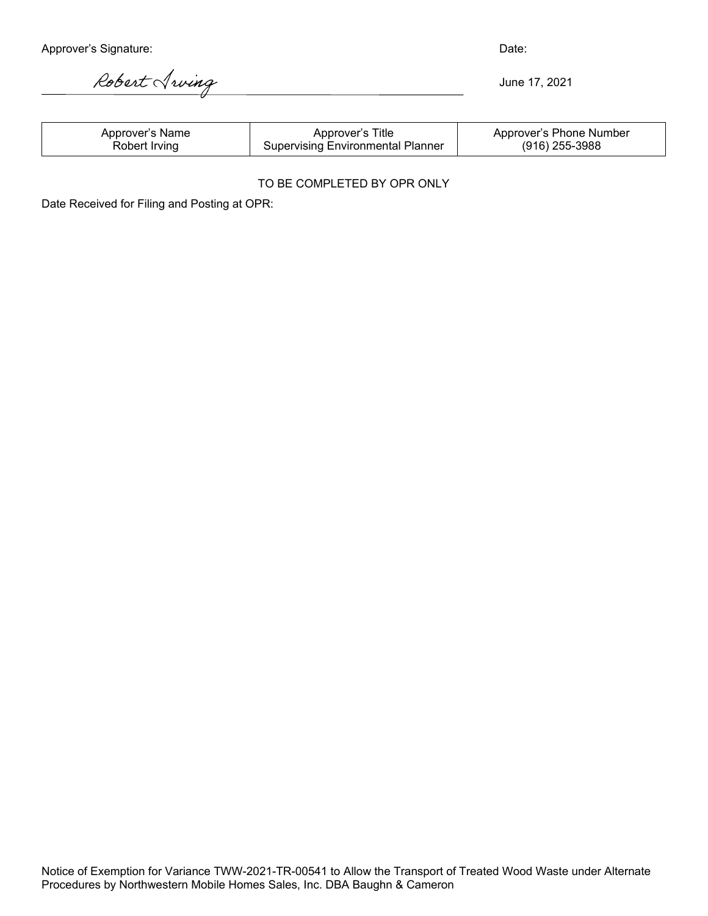Approver's Signature:

Robert Irving

Date:

June 17, 2021

| Approver's Name | Approver's Title | Approver's Phone Number |
|---|---|---|
| Robert Irving | Supervising Environmental Planner | (916) 255-3988 |

TO BE COMPLETED BY OPR ONLY

Date Received for Filing and Posting at OPR: